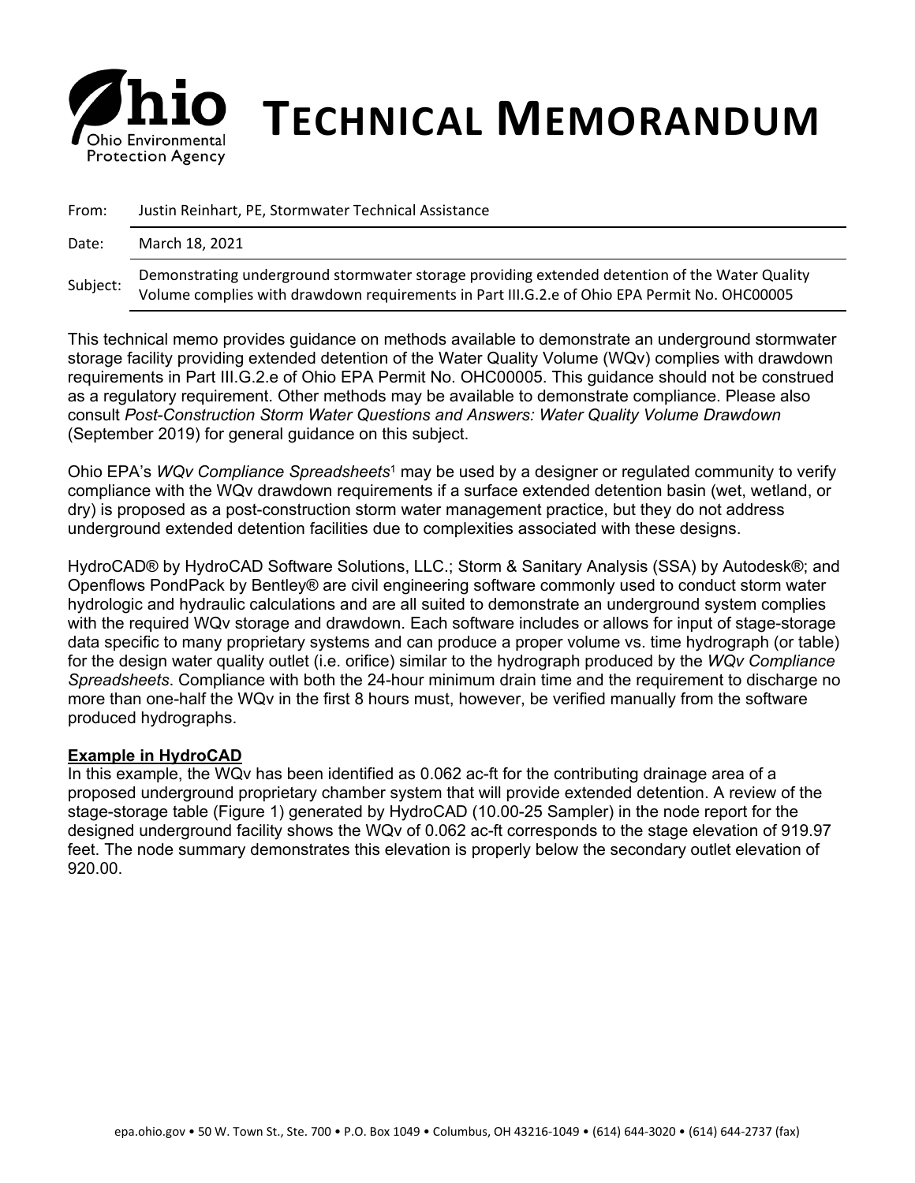# TECHNICAL MEMORANDUM

Ohio Environmental Protection Agency

| | |
|---|---|
| From: | Justin Reinhart, PE, Stormwater Technical Assistance |
| Date: | March 18, 2021 |
| Subject: | Demonstrating underground stormwater storage providing extended detention of the Water Quality Volume complies with drawdown requirements in Part III.G.2.e of Ohio EPA Permit No. OHC00005 |

This technical memo provides guidance on methods available to demonstrate an underground stormwater storage facility providing extended detention of the Water Quality Volume (WQv) complies with drawdown requirements in Part III.G.2.e of Ohio EPA Permit No. OHC00005. This guidance should not be construed as a regulatory requirement. Other methods may be available to demonstrate compliance. Please also consult *Post-Construction Storm Water Questions and Answers: Water Quality Volume Drawdown* (September 2019) for general guidance on this subject.

Ohio EPA's *WQv Compliance Spreadsheets*[1] may be used by a designer or regulated community to verify compliance with the WQv drawdown requirements if a surface extended detention basin (wet, wetland, or dry) is proposed as a post-construction storm water management practice, but they do not address underground extended detention facilities due to complexities associated with these designs.

HydroCAD® by HydroCAD Software Solutions, LLC.; Storm & Sanitary Analysis (SSA) by Autodesk®; and Openflows PondPack by Bentley® are civil engineering software commonly used to conduct storm water hydrologic and hydraulic calculations and are all suited to demonstrate an underground system complies with the required WQv storage and drawdown. Each software includes or allows for input of stage-storage data specific to many proprietary systems and can produce a proper volume vs. time hydrograph (or table) for the design water quality outlet (i.e. orifice) similar to the hydrograph produced by the *WQv Compliance Spreadsheets*. Compliance with both the 24-hour minimum drain time and the requirement to discharge no more than one-half the WQv in the first 8 hours must, however, be verified manually from the software produced hydrographs.

**Example in HydroCAD**

In this example, the WQv has been identified as 0.062 ac-ft for the contributing drainage area of a proposed underground proprietary chamber system that will provide extended detention. A review of the stage-storage table (Figure 1) generated by HydroCAD (10.00-25 Sampler) in the node report for the designed underground facility shows the WQv of 0.062 ac-ft corresponds to the stage elevation of 919.97 feet. The node summary demonstrates this elevation is properly below the secondary outlet elevation of 920.00.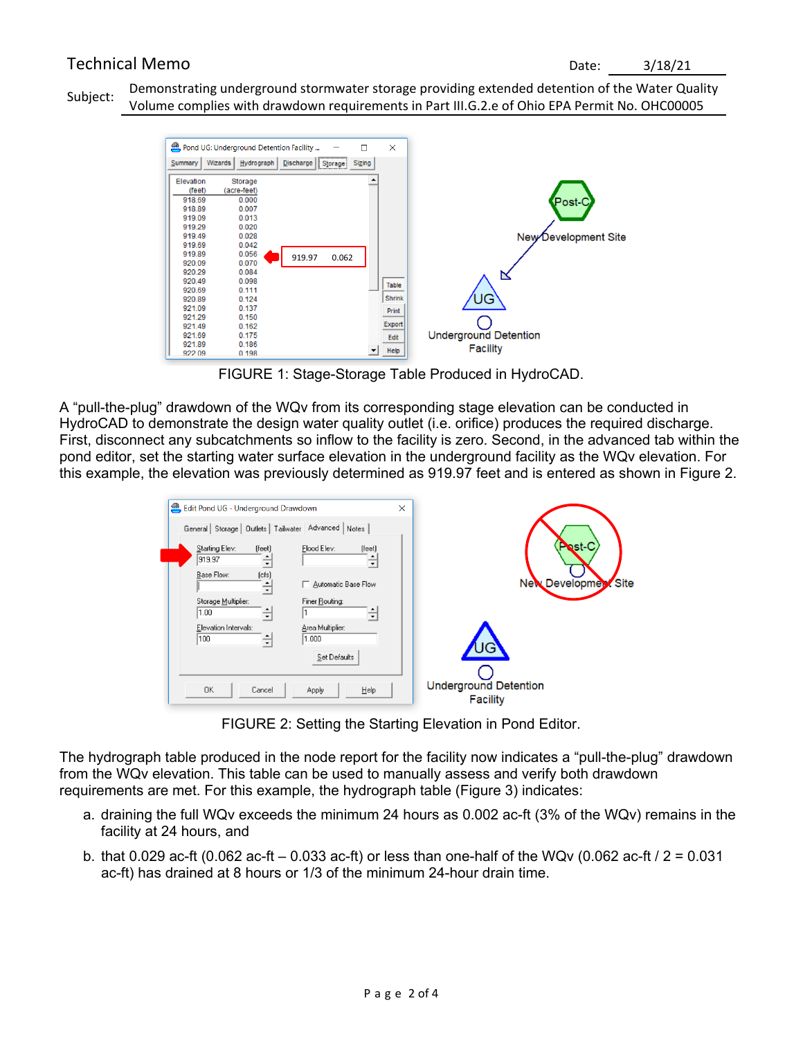Technical Memo

Date: 3/18/21

Subject: Demonstrating underground stormwater storage providing extended detention of the Water Quality Volume complies with drawdown requirements in Part III.G.2.e of Ohio EPA Permit No. OHC00005

FIGURE 1: Stage-Storage Table Produced in HydroCAD.

A "pull-the-plug" drawdown of the WQv from its corresponding stage elevation can be conducted in HydroCAD to demonstrate the design water quality outlet (i.e. orifice) produces the required discharge. First, disconnect any subcatchments so inflow to the facility is zero. Second, in the advanced tab within the pond editor, set the starting water surface elevation in the underground facility as the WQv elevation. For this example, the elevation was previously determined as 919.97 feet and is entered as shown in Figure 2.

FIGURE 2: Setting the Starting Elevation in Pond Editor.

The hydrograph table produced in the node report for the facility now indicates a "pull-the-plug" drawdown from the WQv elevation. This table can be used to manually assess and verify both drawdown requirements are met. For this example, the hydrograph table (Figure 3) indicates:

a. draining the full WQv exceeds the minimum 24 hours as 0.002 ac-ft (3% of the WQv) remains in the facility at 24 hours, and

b. that 0.029 ac-ft (0.062 ac-ft – 0.033 ac-ft) or less than one-half of the WQv (0.062 ac-ft / 2 = 0.031 ac-ft) has drained at 8 hours or 1/3 of the minimum 24-hour drain time.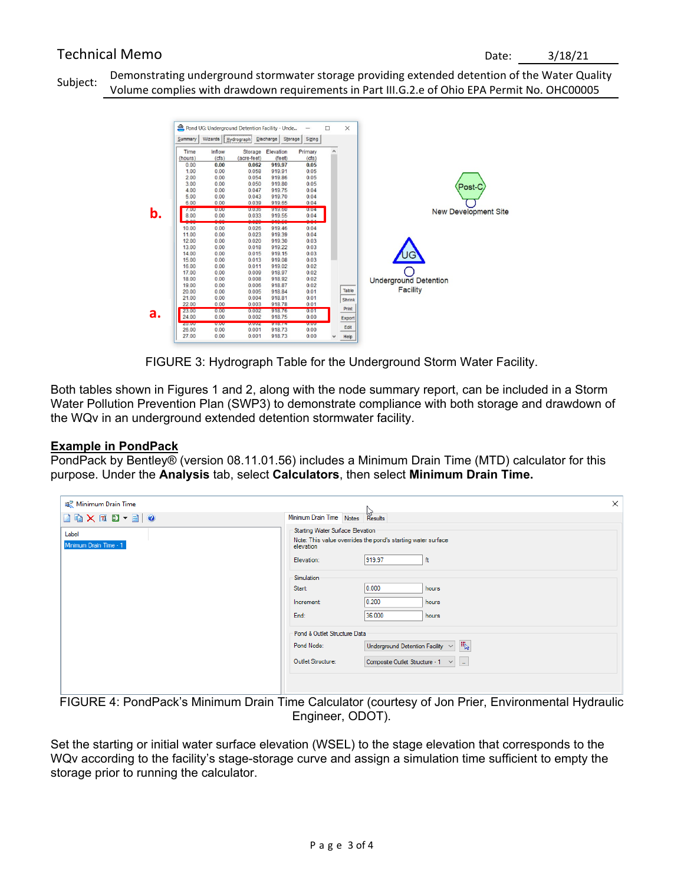FIGURE 3: Hydrograph Table for the Underground Storm Water Facility.

Both tables shown in Figures 1 and 2, along with the node summary report, can be included in a Storm Water Pollution Prevention Plan (SWP3) to demonstrate compliance with both storage and drawdown of the WQv in an underground extended detention stormwater facility.

**Example in PondPack**

PondPack by Bentley® (version 08.11.01.56) includes a Minimum Drain Time (MTD) calculator for this purpose. Under the **Analysis** tab, select **Calculators**, then select **Minimum Drain Time.**

FIGURE 4: PondPack's Minimum Drain Time Calculator (courtesy of Jon Prier, Environmental Hydraulic Engineer, ODOT).

Set the starting or initial water surface elevation (WSEL) to the stage elevation that corresponds to the WQv according to the facility's stage-storage curve and assign a simulation time sufficient to empty the storage prior to running the calculator.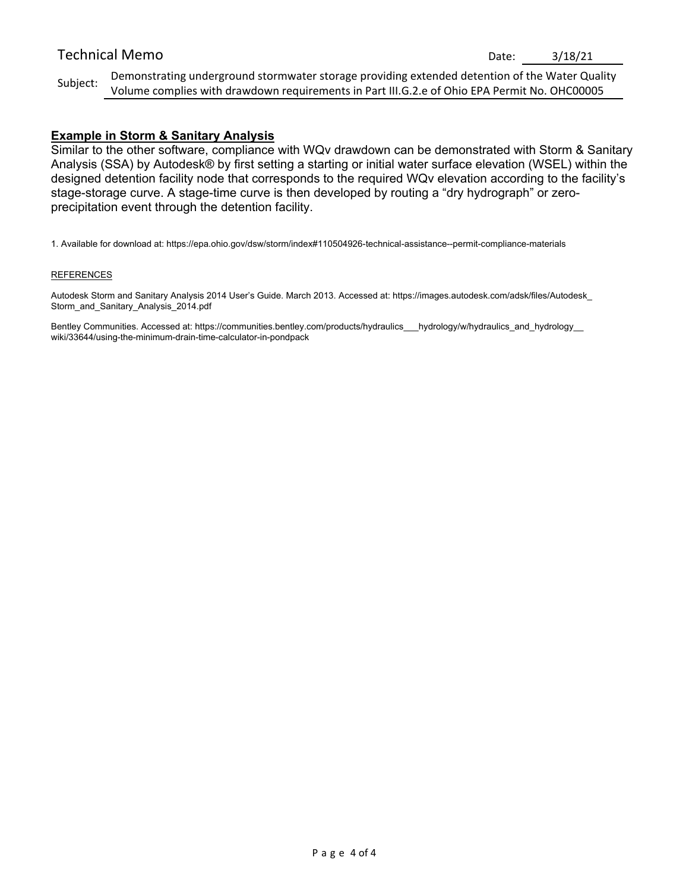## Example in Storm & Sanitary Analysis

Similar to the other software, compliance with WQv drawdown can be demonstrated with Storm & Sanitary Analysis (SSA) by Autodesk® by first setting a starting or initial water surface elevation (WSEL) within the designed detention facility node that corresponds to the required WQv elevation according to the facility's stage-storage curve. A stage-time curve is then developed by routing a "dry hydrograph" or zero-precipitation event through the detention facility.

1. Available for download at: https://epa.ohio.gov/dsw/storm/index#110504926-technical-assistance--permit-compliance-materials

REFERENCES

Autodesk Storm and Sanitary Analysis 2014 User's Guide. March 2013. Accessed at: https://images.autodesk.com/adsk/files/Autodesk_Storm_and_Sanitary_Analysis_2014.pdf

Bentley Communities. Accessed at: https://communities.bentley.com/products/hydraulics___hydrology/w/hydraulics_and_hydrology__wiki/33644/using-the-minimum-drain-time-calculator-in-pondpack